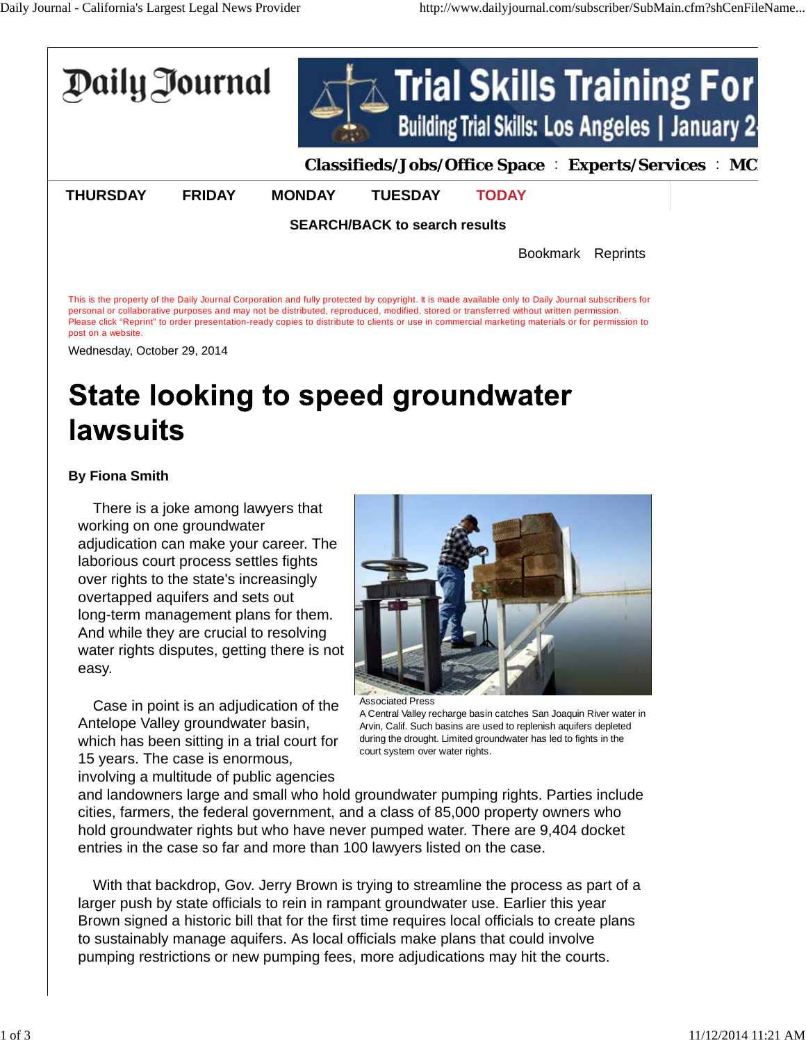# Daily Journal

Classifieds/Jobs/Office Space : Experts/Services : MC

THURSDAY FRIDAY MONDAY TUESDAY TODAY

SEARCH/BACK to search results

Bookmark Reprints

This is the property of the Daily Journal Corporation and fully protected by copyright. It is made available only to Daily Journal subscribers for personal or collaborative purposes and may not be distributed, reproduced, modified, stored or transferred without written permission. Please click "Reprint" to order presentation-ready copies to distribute to clients or use in commercial marketing materials or for permission to post on a website.

Wednesday, October 29, 2014

# State looking to speed groundwater lawsuits

**By Fiona Smith**

There is a joke among lawyers that working on one groundwater adjudication can make your career. The laborious court process settles fights over rights to the state's increasingly overtapped aquifers and sets out long-term management plans for them. And while they are crucial to resolving water rights disputes, getting there is not easy.

Associated Press
A Central Valley recharge basin catches San Joaquin River water in Arvin, Calif. Such basins are used to replenish aquifers depleted during the drought. Limited groundwater has led to fights in the court system over water rights.

Case in point is an adjudication of the Antelope Valley groundwater basin, which has been sitting in a trial court for 15 years. The case is enormous, involving a multitude of public agencies and landowners large and small who hold groundwater pumping rights. Parties include cities, farmers, the federal government, and a class of 85,000 property owners who hold groundwater rights but who have never pumped water. There are 9,404 docket entries in the case so far and more than 100 lawyers listed on the case.

With that backdrop, Gov. Jerry Brown is trying to streamline the process as part of a larger push by state officials to rein in rampant groundwater use. Earlier this year Brown signed a historic bill that for the first time requires local officials to create plans to sustainably manage aquifers. As local officials make plans that could involve pumping restrictions or new pumping fees, more adjudications may hit the courts.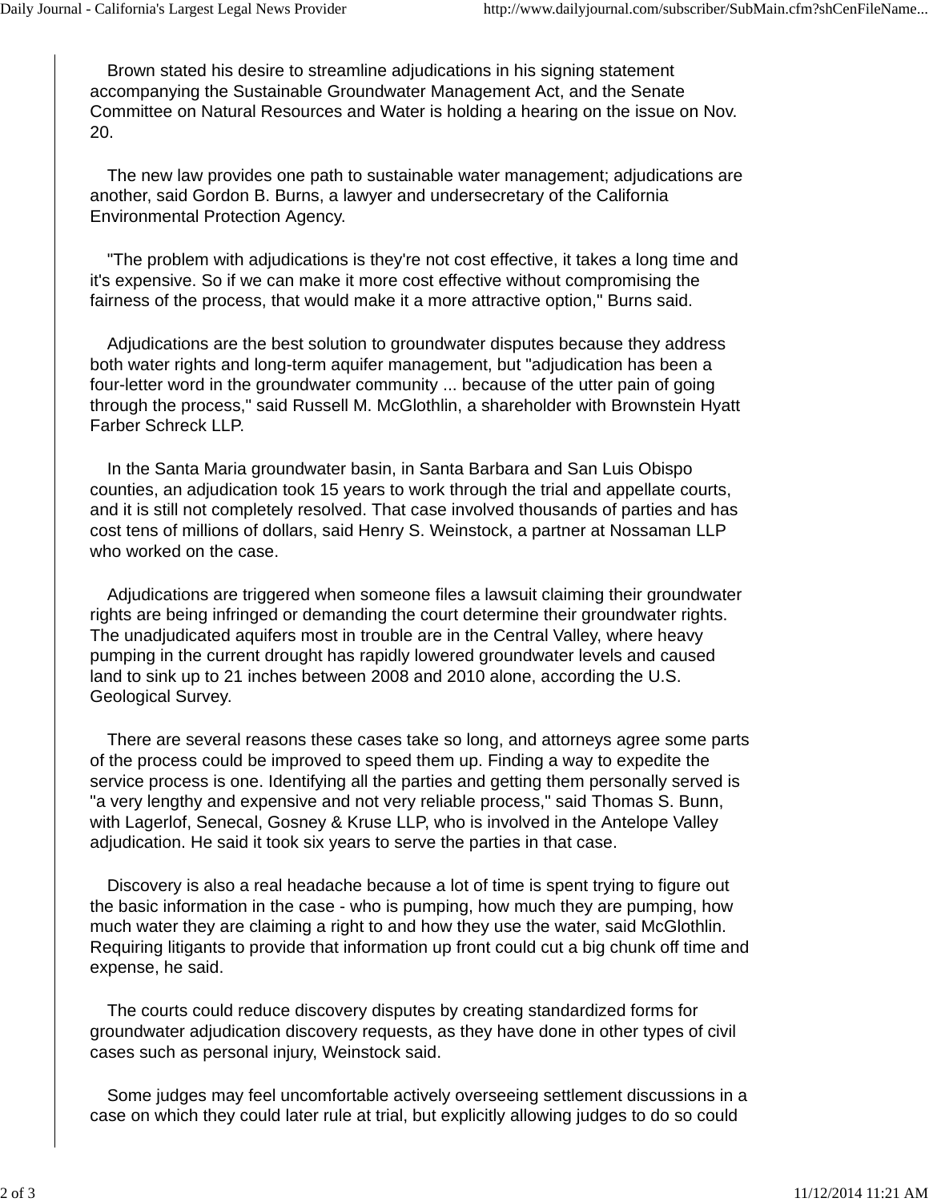Brown stated his desire to streamline adjudications in his signing statement accompanying the Sustainable Groundwater Management Act, and the Senate Committee on Natural Resources and Water is holding a hearing on the issue on Nov. 20.

The new law provides one path to sustainable water management; adjudications are another, said Gordon B. Burns, a lawyer and undersecretary of the California Environmental Protection Agency.

"The problem with adjudications is they're not cost effective, it takes a long time and it's expensive. So if we can make it more cost effective without compromising the fairness of the process, that would make it a more attractive option," Burns said.

Adjudications are the best solution to groundwater disputes because they address both water rights and long-term aquifer management, but "adjudication has been a four-letter word in the groundwater community ... because of the utter pain of going through the process," said Russell M. McGlothlin, a shareholder with Brownstein Hyatt Farber Schreck LLP.

In the Santa Maria groundwater basin, in Santa Barbara and San Luis Obispo counties, an adjudication took 15 years to work through the trial and appellate courts, and it is still not completely resolved. That case involved thousands of parties and has cost tens of millions of dollars, said Henry S. Weinstock, a partner at Nossaman LLP who worked on the case.

Adjudications are triggered when someone files a lawsuit claiming their groundwater rights are being infringed or demanding the court determine their groundwater rights. The unadjudicated aquifers most in trouble are in the Central Valley, where heavy pumping in the current drought has rapidly lowered groundwater levels and caused land to sink up to 21 inches between 2008 and 2010 alone, according the U.S. Geological Survey.

There are several reasons these cases take so long, and attorneys agree some parts of the process could be improved to speed them up. Finding a way to expedite the service process is one. Identifying all the parties and getting them personally served is "a very lengthy and expensive and not very reliable process," said Thomas S. Bunn, with Lagerlof, Senecal, Gosney & Kruse LLP, who is involved in the Antelope Valley adjudication. He said it took six years to serve the parties in that case.

Discovery is also a real headache because a lot of time is spent trying to figure out the basic information in the case - who is pumping, how much they are pumping, how much water they are claiming a right to and how they use the water, said McGlothlin. Requiring litigants to provide that information up front could cut a big chunk off time and expense, he said.

The courts could reduce discovery disputes by creating standardized forms for groundwater adjudication discovery requests, as they have done in other types of civil cases such as personal injury, Weinstock said.

Some judges may feel uncomfortable actively overseeing settlement discussions in a case on which they could later rule at trial, but explicitly allowing judges to do so could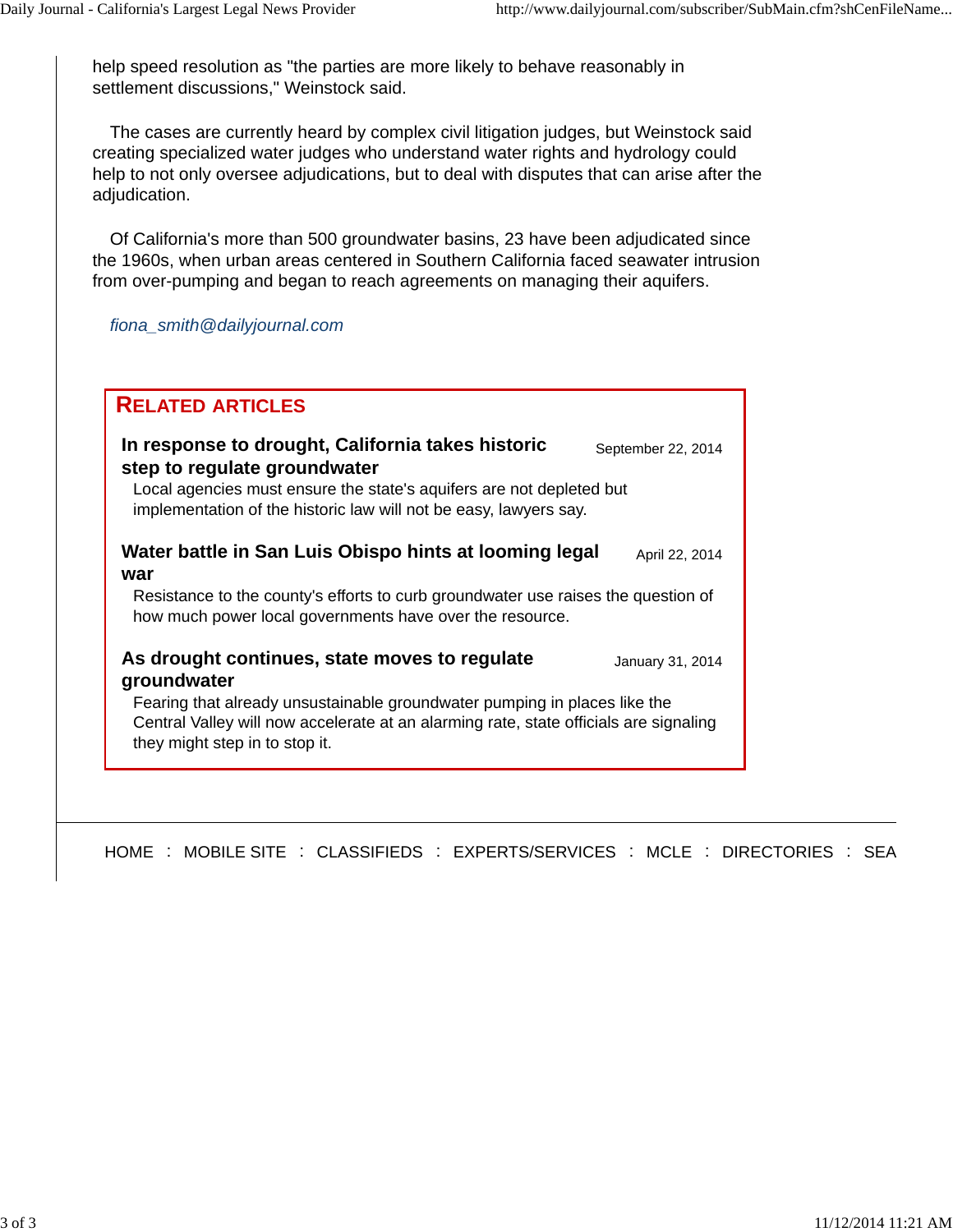help speed resolution as "the parties are more likely to behave reasonably in settlement discussions," Weinstock said.

The cases are currently heard by complex civil litigation judges, but Weinstock said creating specialized water judges who understand water rights and hydrology could help to not only oversee adjudications, but to deal with disputes that can arise after the adjudication.

Of California's more than 500 groundwater basins, 23 have been adjudicated since the 1960s, when urban areas centered in Southern California faced seawater intrusion from over-pumping and began to reach agreements on managing their aquifers.

*fiona_smith@dailyjournal.com*

## RELATED ARTICLES

**In response to drought, California takes historic step to regulate groundwater** — September 22, 2014

Local agencies must ensure the state's aquifers are not depleted but implementation of the historic law will not be easy, lawyers say.

**Water battle in San Luis Obispo hints at looming legal war** — April 22, 2014

Resistance to the county's efforts to curb groundwater use raises the question of how much power local governments have over the resource.

**As drought continues, state moves to regulate groundwater** — January 31, 2014

Fearing that already unsustainable groundwater pumping in places like the Central Valley will now accelerate at an alarming rate, state officials are signaling they might step in to stop it.

HOME : MOBILE SITE : CLASSIFIEDS : EXPERTS/SERVICES : MCLE : DIRECTORIES : SEA